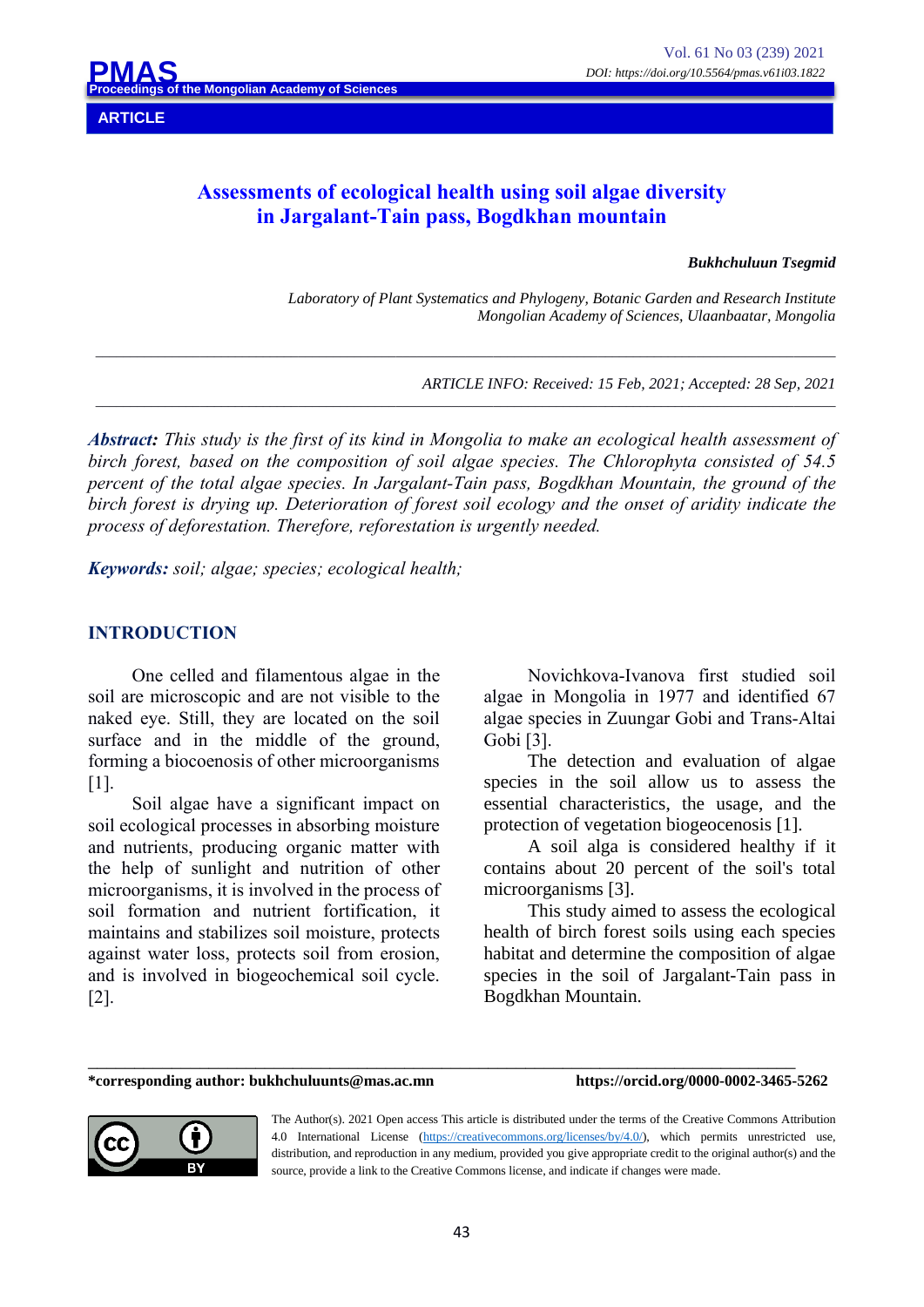ARTICLE

# Assessments of ecological health using soil algae diversity in Jargalant-Tain pass, Bogdkhan mountain

***Bukhchuluun Tsegmid***

*Laboratory of Plant Systematics and Phylogeny, Botanic Garden and Research Institute Mongolian Academy of Sciences, Ulaanbaatar, Mongolia*

*ARTICLE INFO: Received: 15 Feb, 2021; Accepted: 28 Sep, 2021*

***Abstract:*** *This study is the first of its kind in Mongolia to make an ecological health assessment of birch forest, based on the composition of soil algae species. The Chlorophyta consisted of 54.5 percent of the total algae species. In Jargalant-Tain pass, Bogdkhan Mountain, the ground of the birch forest is drying up. Deterioration of forest soil ecology and the onset of aridity indicate the process of deforestation. Therefore, reforestation is urgently needed.*

***Keywords:*** *soil; algae; species; ecological health;*

## INTRODUCTION

One celled and filamentous algae in the soil are microscopic and are not visible to the naked eye. Still, they are located on the soil surface and in the middle of the ground, forming a biocoenosis of other microorganisms [1].

Soil algae have a significant impact on soil ecological processes in absorbing moisture and nutrients, producing organic matter with the help of sunlight and nutrition of other microorganisms, it is involved in the process of soil formation and nutrient fortification, it maintains and stabilizes soil moisture, protects soil against water loss, protects soil from erosion, and is involved in biogeochemical soil cycle. [2].

Novichkova-Ivanova first studied soil algae in Mongolia in 1977 and identified 67 algae species in Zuungar Gobi and Trans-Altai Gobi [3].

The detection and evaluation of algae species in the soil allow us to assess the essential characteristics, the usage, and the protection of vegetation biogeocenosis [1].

A soil alga is considered healthy if it contains about 20 percent of the soil's total microorganisms [3].

This study aimed to assess the ecological health of birch forest soils using each species habitat and determine the composition of algae species in the soil of Jargalant-Tain pass in Bogdkhan Mountain.

**\*corresponding author: bukhchuluunts@mas.ac.mn** **https://orcid.org/0000-0002-3465-5262**

The Author(s). 2021 Open access This article is distributed under the terms of the Creative Commons Attribution 4.0 International License (https://creativecommons.org/licenses/by/4.0/), which permits unrestricted use, distribution, and reproduction in any medium, provided you give appropriate credit to the original author(s) and the source, provide a link to the Creative Commons license, and indicate if changes were made.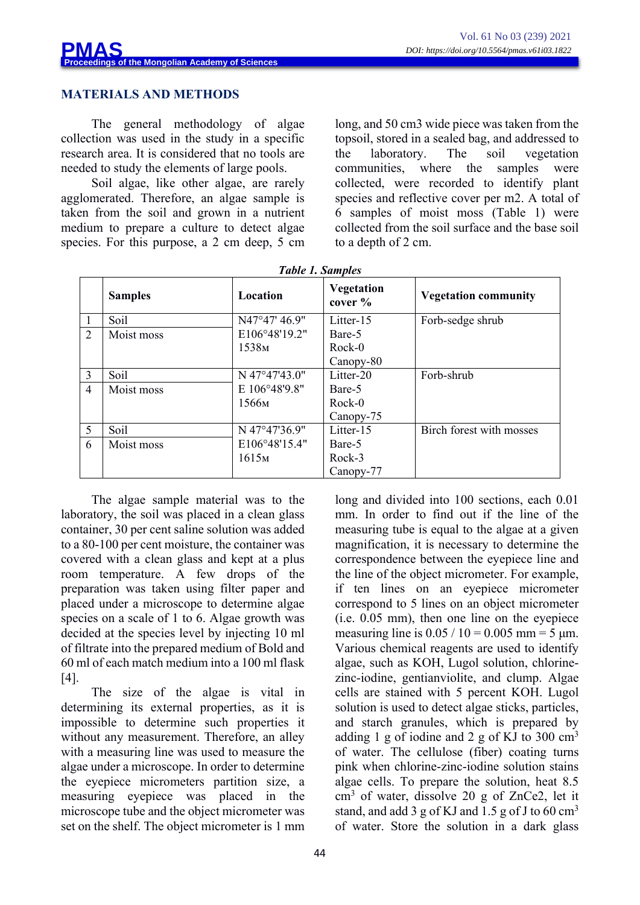## MATERIALS AND METHODS

The general methodology of algae collection was used in the study in a specific research area. It is considered that no tools are needed to study the elements of large pools.

Soil algae, like other algae, are rarely agglomerated. Therefore, an algae sample is taken from the soil and grown in a nutrient medium to prepare a culture to detect algae species. For this purpose, a 2 cm deep, 5 cm long, and 50 cm3 wide piece was taken from the topsoil, stored in a sealed bag, and addressed to the laboratory. The soil vegetation communities, where the samples were collected, were recorded to identify plant species and reflective cover per m2. A total of 6 samples of moist moss (Table 1) were collected from the soil surface and the base soil to a depth of 2 cm.

***Table 1. Samples***

| | Samples | Location | Vegetation cover % | Vegetation community |
|---|---|---|---|---|
| 1 | Soil | N47°47' 46.9" E106°48'19.2" 1538м | Litter-15 Bare-5 Rock-0 Canopy-80 | Forb-sedge shrub |
| 2 | Moist moss | | | |
| 3 | Soil | N 47°47'43.0" E 106°48'9.8" 1566м | Litter-20 Bare-5 Rock-0 Canopy-75 | Forb-shrub |
| 4 | Moist moss | | | |
| 5 | Soil | N 47°47'36.9" E106°48'15.4" 1615м | Litter-15 Bare-5 Rock-3 Canopy-77 | Birch forest with mosses |
| 6 | Moist moss | | | |

The algae sample material was to the laboratory, the soil was placed in a clean glass container, 30 per cent saline solution was added to a 80-100 per cent moisture, the container was covered with a clean glass and kept at a plus room temperature. A few drops of the preparation was taken using filter paper and placed under a microscope to determine algae species on a scale of 1 to 6. Algae growth was decided at the species level by injecting 10 ml of filtrate into the prepared medium of Bold and 60 ml of each match medium into a 100 ml flask [4].

The size of the algae is vital in determining its external properties, as it is impossible to determine such properties it without any measurement. Therefore, an alley with a measuring line was used to measure the algae under a microscope. In order to determine the eyepiece micrometers partition size, a measuring eyepiece was placed in the microscope tube and the object micrometer was set on the shelf. The object micrometer is 1 mm long and divided into 100 sections, each 0.01 mm. In order to find out if the line of the measuring tube is equal to the algae at a given magnification, it is necessary to determine the correspondence between the eyepiece line and the line of the object micrometer. For example, if ten lines on an eyepiece micrometer correspond to 5 lines on an object micrometer (i.e. 0.05 mm), then one line on the eyepiece measuring line is 0.05 / 10 = 0.005 mm = 5 μm. Various chemical reagents are used to identify algae, such as KOH, Lugol solution, chlorine-zinc-iodine, gentianviolite, and clump. Algae cells are stained with 5 percent KOH. Lugol solution is used to detect algae sticks, particles, and starch granules, which is prepared by adding 1 g of iodine and 2 g of KJ to 300 $cm^3$ of water. The cellulose (fiber) coating turns pink when chlorine-zinc-iodine solution stains algae cells. To prepare the solution, heat 8.5 $cm^3$ of water, dissolve 20 g of ZnCe2, let it stand, and add 3 g of KJ and 1.5 g of J to 60 $cm^3$ of water. Store the solution in a dark glass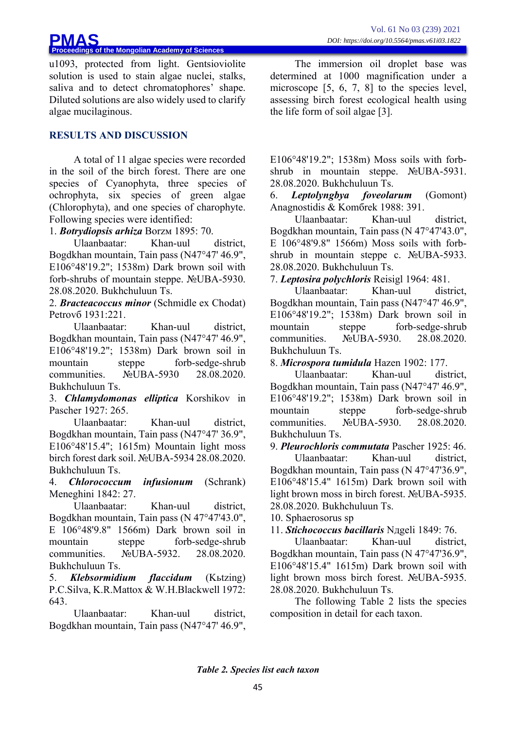u1093, protected from light. Gentsioviolite solution is used to stain algae nuclei, stalks, saliva and to detect chromatophores' shape. Diluted solutions are also widely used to clarify algae mucilaginous.

The immersion oil droplet base was determined at 1000 magnification under a microscope [5, 6, 7, 8] to the species level, assessing birch forest ecological health using the life form of soil algae [3].

## RESULTS AND DISCUSSION

A total of 11 algae species were recorded in the soil of the birch forest. There are one species of Cyanophyta, three species of ochrophyta, six species of green algae (Chlorophyta), and one species of charophyte. Following species were identified:

1. ***Botrydiopsis arhiza*** Borzм 1895: 70.

Ulaanbaatar: Khan-uul district, Bogdkhan mountain, Tain pass (N47°47' 46.9", E106°48'19.2"; 1538m) Dark brown soil with forb-shrubs of mountain steppe. №UBA-5930. 28.08.2020. Bukhchuluun Ts.

2. ***Bracteacoccus minor*** (Schmidle ex Chodat) Petrovб 1931:221.

Ulaanbaatar: Khan-uul district, Bogdkhan mountain, Tain pass (N47°47' 46.9", E106°48'19.2"; 1538m) Dark brown soil in mountain steppe forb-sedge-shrub communities. №UBA-5930 28.08.2020. Bukhchuluun Ts.

3. ***Chlamydomonas elliptica*** Korshikov in Pascher 1927: 265.

Ulaanbaatar: Khan-uul district, Bogdkhan mountain, Tain pass (N47°47' 36.9", E106°48'15.4"; 1615m) Mountain light moss birch forest dark soil. №UBA-5934 28.08.2020. Bukhchuluun Ts.

4. ***Chlorococcum infusionum*** (Schrank) Meneghini 1842: 27.

Ulaanbaatar: Khan-uul district, Bogdkhan mountain, Tain pass (N 47°47'43.0", E 106°48'9.8" 1566m) Dark brown soil in mountain steppe forb-sedge-shrub communities. №UBA-5932. 28.08.2020. Bukhchuluun Ts.

5. ***Klebsormidium flaccidum*** (Kьtzing) P.C.Silva, K.R.Mattox & W.H.Blackwell 1972: 643.

Ulaanbaatar: Khan-uul district, Bogdkhan mountain, Tain pass (N47°47' 46.9", E106°48'19.2"; 1538m) Moss soils with forb-shrub in mountain steppe. №UBA-5931. 28.08.2020. Bukhchuluun Ts.

6. ***Leptolyngbya foveolarum*** (Gomont) Anagnostidis & Komбrek 1988: 391.

Ulaanbaatar: Khan-uul district, Bogdkhan mountain, Tain pass (N 47°47'43.0", E 106°48'9.8" 1566m) Moss soils with forb-shrub in mountain steppe c. №UBA-5933. 28.08.2020. Bukhchuluun Ts.

7. ***Leptosira polychloris*** Reisigl 1964: 481.

Ulaanbaatar: Khan-uul district, Bogdkhan mountain, Tain pass (N47°47' 46.9", E106°48'19.2"; 1538m) Dark brown soil in mountain steppe forb-sedge-shrub communities. №UBA-5930. 28.08.2020. Bukhchuluun Ts.

8. ***Microspora tumidula*** Hazen 1902: 177.

Ulaanbaatar: Khan-uul district, Bogdkhan mountain, Tain pass (N47°47' 46.9", E106°48'19.2"; 1538m) Dark brown soil in mountain steppe forb-sedge-shrub communities. №UBA-5930. 28.08.2020. Bukhchuluun Ts.

9. ***Pleurochloris commutata*** Pascher 1925: 46.

Ulaanbaatar: Khan-uul district, Bogdkhan mountain, Tain pass (N 47°47'36.9", E106°48'15.4" 1615m) Dark brown soil with light brown moss in birch forest. №UBA-5935. 28.08.2020. Bukhchuluun Ts.

10. Sphaerosorus sp

11. ***Stichococcus bacillaris*** Nдgeli 1849: 76.

Ulaanbaatar: Khan-uul district, Bogdkhan mountain, Tain pass (N 47°47'36.9", E106°48'15.4" 1615m) Dark brown soil with light brown moss birch forest. №UBA-5935. 28.08.2020. Bukhchuluun Ts.

The following Table 2 lists the species composition in detail for each taxon.

*Table 2. Species list each taxon*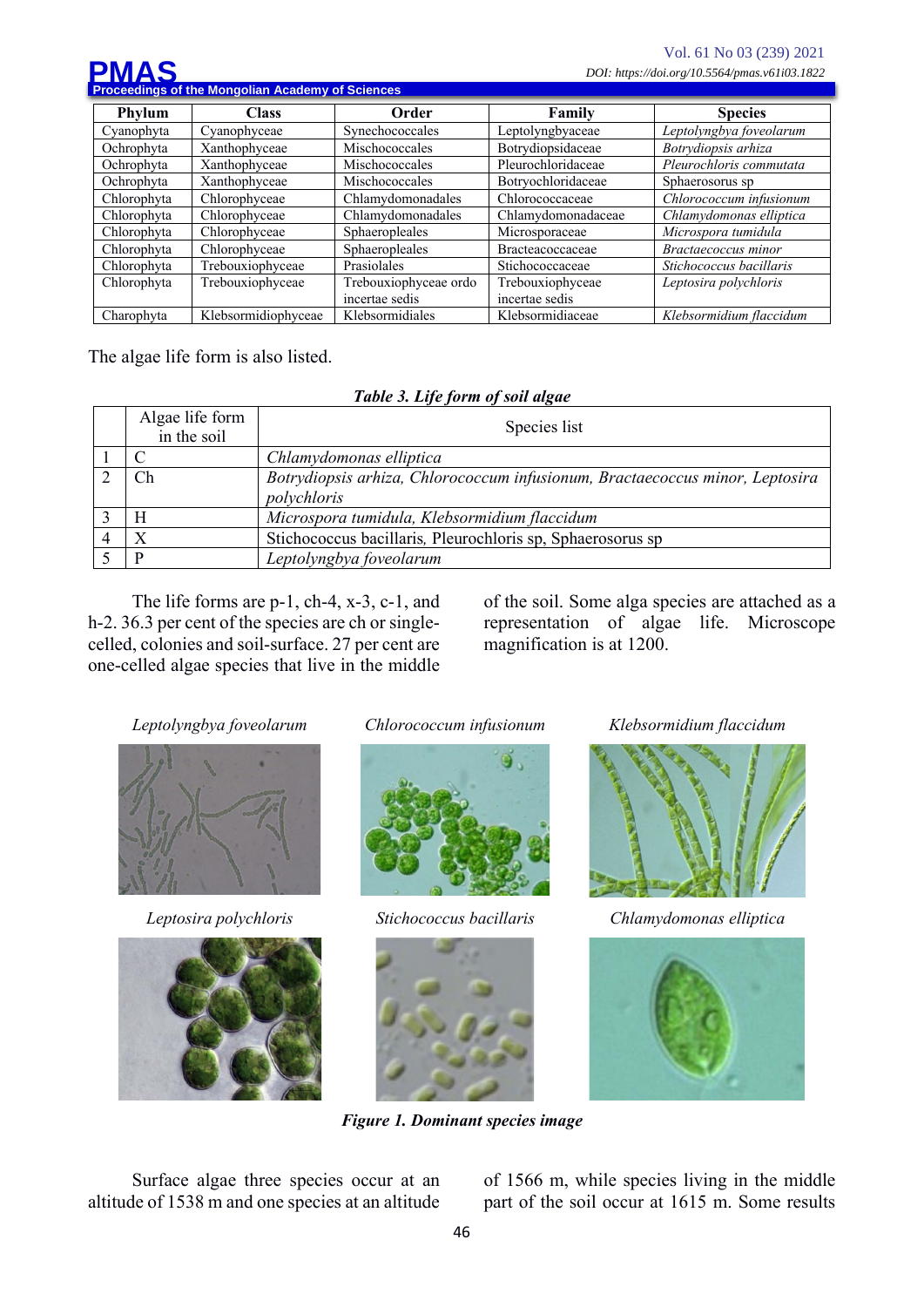| Phylum | Class | Order | Family | Species |
|---|---|---|---|---|
| Cyanophyta | Cyanophyceae | Synechococcales | Leptolyngbyaceae | *Leptolyngbya foveolarum* |
| Ochrophyta | Xanthophyceae | Mischococcales | Botrydiopsidaceae | *Botrydiopsis arhiza* |
| Ochrophyta | Xanthophyceae | Mischococcales | Pleurochloridaceae | *Pleurochloris commutata* |
| Ochrophyta | Xanthophyceae | Mischococcales | Botryochloridaceae | Sphaerosorus sp |
| Chlorophyta | Chlorophyceae | Chlamydomonadales | Chlorococcaceae | *Chlorococcum infusionum* |
| Chlorophyta | Chlorophyceae | Chlamydomonadales | Chlamydomonadaceae | *Chlamydomonas elliptica* |
| Chlorophyta | Chlorophyceae | Sphaeropleales | Microsporaceae | *Microspora tumidula* |
| Chlorophyta | Chlorophyceae | Sphaeropleales | Bracteacoccaceae | *Bractaecoccus minor* |
| Chlorophyta | Trebouxiophyceae | Prasiolales | Stichococcaceae | *Stichococcus bacillaris* |
| Chlorophyta | Trebouxiophyceae | Trebouxiophyceae ordo incertae sedis | Trebouxiophyceae incertae sedis | *Leptosira polychloris* |
| Charophyta | Klebsormidiophyceae | Klebsormidiales | Klebsormidiaceae | *Klebsormidium flaccidum* |

The algae life form is also listed.

***Table 3. Life form of soil algae***

| | Algae life form in the soil | Species list |
|---|---|---|
| 1 | C | *Chlamydomonas elliptica* |
| 2 | Ch | *Botrydiopsis arhiza, Chlorococcum infusionum, Bractaecoccus minor, Leptosira polychloris* |
| 3 | H | *Microspora tumidula, Klebsormidium flaccidum* |
| 4 | X | Stichococcus bacillaris, Pleurochloris sp, Sphaerosorus sp |
| 5 | P | *Leptolyngbya foveolarum* |

The life forms are p-1, ch-4, x-3, c-1, and h-2. 36.3 per cent of the species are ch or single-celled, colonies and soil-surface. 27 per cent are one-celled algae species that live in the middle of the soil. Some alga species are attached as a representation of algae life. Microscope magnification is at 1200.

*Leptolyngbya foveolarum* *Chlorococcum infusionum* *Klebsormidium flaccidum*

*Leptosira polychloris* *Stichococcus bacillaris* *Chlamydomonas elliptica*

***Figure 1. Dominant species image***

Surface algae three species occur at an altitude of 1538 m and one species at an altitude of 1566 m, while species living in the middle part of the soil occur at 1615 m. Some results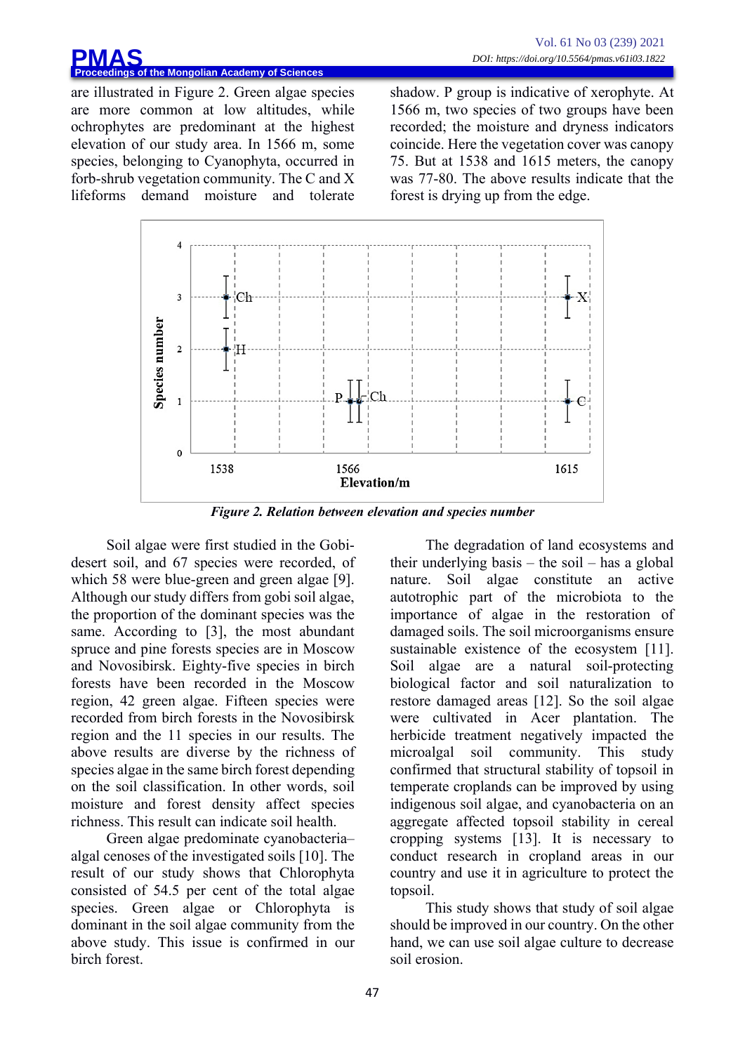are illustrated in Figure 2. Green algae species are more common at low altitudes, while ochrophytes are predominant at the highest elevation of our study area. In 1566 m, some species, belonging to Cyanophyta, occurred in forb-shrub vegetation community. The C and X lifeforms demand moisture and tolerate shadow. P group is indicative of xerophyte. At 1566 m, two species of two groups have been recorded; the moisture and dryness indicators coincide. Here the vegetation cover was canopy 75. But at 1538 and 1615 meters, the canopy was 77-80. The above results indicate that the forest is drying up from the edge.

Species number

4
3
2
1
0

Ch
H
P
Ch
X
C

1538
1566
1615

Elevation/m

*Figure 2. Relation between elevation and species number*

Soil algae were first studied in the Gobi-desert soil, and 67 species were recorded, of which 58 were blue-green and green algae [9]. Although our study differs from gobi soil algae, the proportion of the dominant species was the same. According to [3], the most abundant spruce and pine forests species are in Moscow and Novosibirsk. Eighty-five species in birch forests have been recorded in the Moscow region, 42 green algae. Fifteen species were recorded from birch forests in the Novosibirsk region and the 11 species in our results. The above results are diverse by the richness of species algae in the same birch forest depending on the soil classification. In other words, soil moisture and forest density affect species richness. This result can indicate soil health.

Green algae predominate cyanobacteria–algal cenoses of the investigated soils [10]. The result of our study shows that Chlorophyta consisted of 54.5 per cent of the total algae species. Green algae or Chlorophyta is dominant in the soil algae community from the above study. This issue is confirmed in our birch forest.

The degradation of land ecosystems and their underlying basis – the soil – has a global nature. Soil algae constitute an active autotrophic part of the microbiota to the importance of algae in the restoration of damaged soils. The soil microorganisms ensure sustainable existence of the ecosystem [11]. Soil algae are a natural soil-protecting biological factor and soil naturalization to restore damaged areas [12]. So the soil algae were cultivated in Acer plantation. The herbicide treatment negatively impacted the microalgal soil community. This study confirmed that structural stability of topsoil in temperate croplands can be improved by using indigenous soil algae, and cyanobacteria on an aggregate affected topsoil stability in cereal cropping systems [13]. It is necessary to conduct research in cropland areas in our country and use it in agriculture to protect the topsoil.

This study shows that study of soil algae should be improved in our country. On the other hand, we can use soil algae culture to decrease soil erosion.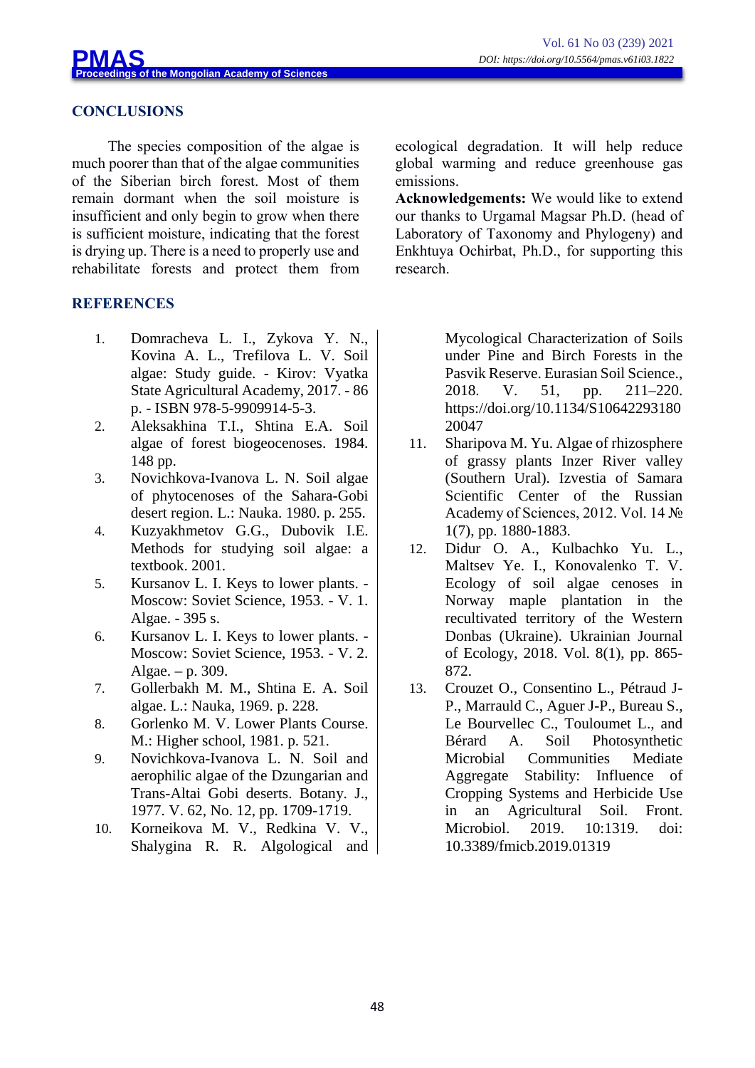## CONCLUSIONS

The species composition of the algae is much poorer than that of the algae communities of the Siberian birch forest. Most of them remain dormant when the soil moisture is insufficient and only begin to grow when there is sufficient moisture, indicating that the forest is drying up. There is a need to properly use and rehabilitate forests and protect them from ecological degradation. It will help reduce global warming and reduce greenhouse gas emissions.

**Acknowledgements:** We would like to extend our thanks to Urgamal Magsar Ph.D. (head of Laboratory of Taxonomy and Phylogeny) and Enkhtuya Ochirbat, Ph.D., for supporting this research.

## REFERENCES

1. Domracheva L. I., Zykova Y. N., Kovina A. L., Trefilova L. V. Soil algae: Study guide. - Kirov: Vyatka State Agricultural Academy, 2017. - 86 p. - ISBN 978-5-9909914-5-3.
2. Aleksakhina T.I., Shtina E.A. Soil algae of forest biogeocenoses. 1984. 148 pp.
3. Novichkova-Ivanova L. N. Soil algae of phytocenoses of the Sahara-Gobi desert region. L.: Nauka. 1980. p. 255.
4. Kuzyakhmetov G.G., Dubovik I.E. Methods for studying soil algae: a textbook. 2001.
5. Kursanov L. I. Keys to lower plants. - Moscow: Soviet Science, 1953. - V. 1. Algae. - 395 s.
6. Kursanov L. I. Keys to lower plants. - Moscow: Soviet Science, 1953. - V. 2. Algae. – p. 309.
7. Gollerbakh M. M., Shtina E. A. Soil algae. L.: Nauka, 1969. p. 228.
8. Gorlenko M. V. Lower Plants Course. M.: Higher school, 1981. p. 521.
9. Novichkova-Ivanova L. N. Soil and aerophilic algae of the Dzungarian and Trans-Altai Gobi deserts. Botany. J., 1977. V. 62, No. 12, pp. 1709-1719.
10. Korneikova M. V., Redkina V. V., Shalygina R. R. Algological and Mycological Characterization of Soils under Pine and Birch Forests in the Pasvik Reserve. Eurasian Soil Science., 2018. V. 51, pp. 211–220. https://doi.org/10.1134/S1064229318020047
11. Sharipova M. Yu. Algae of rhizosphere of grassy plants Inzer River valley (Southern Ural). Izvestia of Samara Scientific Center of the Russian Academy of Sciences, 2012. Vol. 14 № 1(7), pp. 1880-1883.
12. Didur O. A., Kulbachko Yu. L., Maltsev Ye. I., Konovalenko T. V. Ecology of soil algae cenoses in Norway maple plantation in the recultivated territory of the Western Donbas (Ukraine). Ukrainian Journal of Ecology, 2018. Vol. 8(1), pp. 865-872.
13. Crouzet O., Consentino L., Pétraud J-P., Marrauld C., Aguer J-P., Bureau S., Le Bourvellec C., Touloumet L., and Bérard A. Soil Photosynthetic Microbial Communities Mediate Aggregate Stability: Influence of Cropping Systems and Herbicide Use in an Agricultural Soil. Front. Microbiol. 2019. 10:1319. doi: 10.3389/fmicb.2019.01319